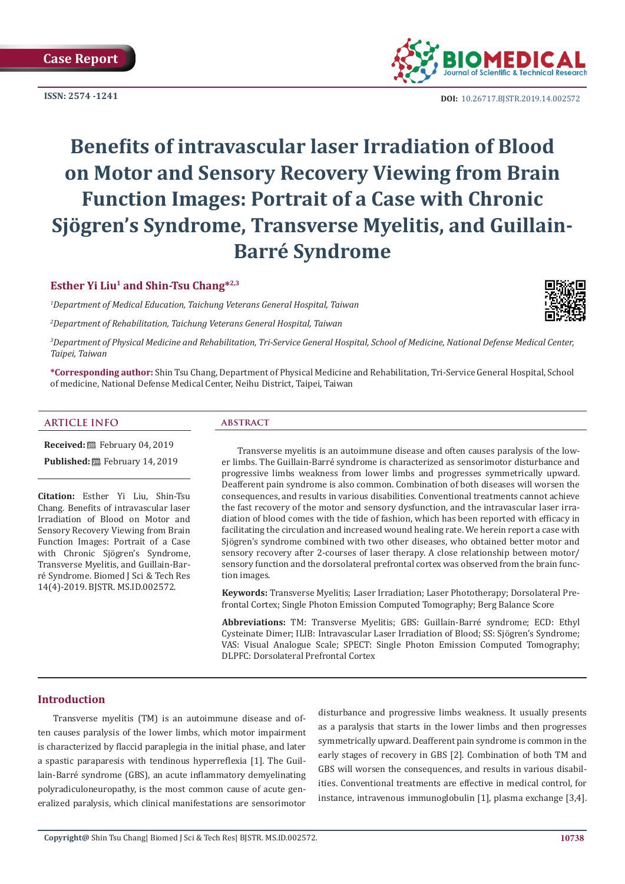Case Report

ISSN: 2574 -1241

DOI: 10.26717.BJSTR.2019.14.002572

# Benefits of intravascular laser Irradiation of Blood on Motor and Sensory Recovery Viewing from Brain Function Images: Portrait of a Case with Chronic Sjögren's Syndrome, Transverse Myelitis, and Guillain-Barré Syndrome

**Esther Yi Liu[1] and Shin-Tsu Chang*[2,3]**

[1] *Department of Medical Education, Taichung Veterans General Hospital, Taiwan*

[2] *Department of Rehabilitation, Taichung Veterans General Hospital, Taiwan*

[3] *Department of Physical Medicine and Rehabilitation, Tri-Service General Hospital, School of Medicine, National Defense Medical Center, Taipei, Taiwan*

**\*Corresponding author:** Shin Tsu Chang, Department of Physical Medicine and Rehabilitation, Tri-Service General Hospital, School of medicine, National Defense Medical Center, Neihu District, Taipei, Taiwan

## ARTICLE INFO

**Received:** February 04, 2019

**Published:** February 14, 2019

**Citation:** Esther Yi Liu, Shin-Tsu Chang. Benefits of intravascular laser Irradiation of Blood on Motor and Sensory Recovery Viewing from Brain Function Images: Portrait of a Case with Chronic Sjögren's Syndrome, Transverse Myelitis, and Guillain-Barré Syndrome. Biomed J Sci & Tech Res 14(4)-2019. BJSTR. MS.ID.002572.

## ABSTRACT

Transverse myelitis is an autoimmune disease and often causes paralysis of the lower limbs. The Guillain-Barré syndrome is characterized as sensorimotor disturbance and progressive limbs weakness from lower limbs and progresses symmetrically upward. Deafferent pain syndrome is also common. Combination of both diseases will worsen the consequences, and results in various disabilities. Conventional treatments cannot achieve the fast recovery of the motor and sensory dysfunction, and the intravascular laser irradiation of blood comes with the tide of fashion, which has been reported with efficacy in facilitating the circulation and increased wound healing rate. We herein report a case with Sjögren's syndrome combined with two other diseases, who obtained better motor and sensory recovery after 2-courses of laser therapy. A close relationship between motor/sensory function and the dorsolateral prefrontal cortex was observed from the brain function images.

**Keywords:** Transverse Myelitis; Laser Irradiation; Laser Phototherapy; Dorsolateral Prefrontal Cortex; Single Photon Emission Computed Tomography; Berg Balance Score

**Abbreviations:** TM: Transverse Myelitis; GBS: Guillain-Barré syndrome; ECD: Ethyl Cysteinate Dimer; ILIB: Intravascular Laser Irradiation of Blood; SS: Sjögren's Syndrome; VAS: Visual Analogue Scale; SPECT: Single Photon Emission Computed Tomography; DLPFC: Dorsolateral Prefrontal Cortex

## Introduction

Transverse myelitis (TM) is an autoimmune disease and often causes paralysis of the lower limbs, which motor impairment is characterized by flaccid paraplegia in the initial phase, and later a spastic paraparesis with tendinous hyperreflexia [1]. The Guillain-Barré syndrome (GBS), an acute inflammatory demyelinating polyradiculoneuropathy, is the most common cause of acute generalized paralysis, which clinical manifestations are sensorimotor disturbance and progressive limbs weakness. It usually presents as a paralysis that starts in the lower limbs and then progresses symmetrically upward. Deafferent pain syndrome is common in the early stages of recovery in GBS [2]. Combination of both TM and GBS will worsen the consequences, and results in various disabilities. Conventional treatments are effective in medical control, for instance, intravenous immunoglobulin [1], plasma exchange [3,4].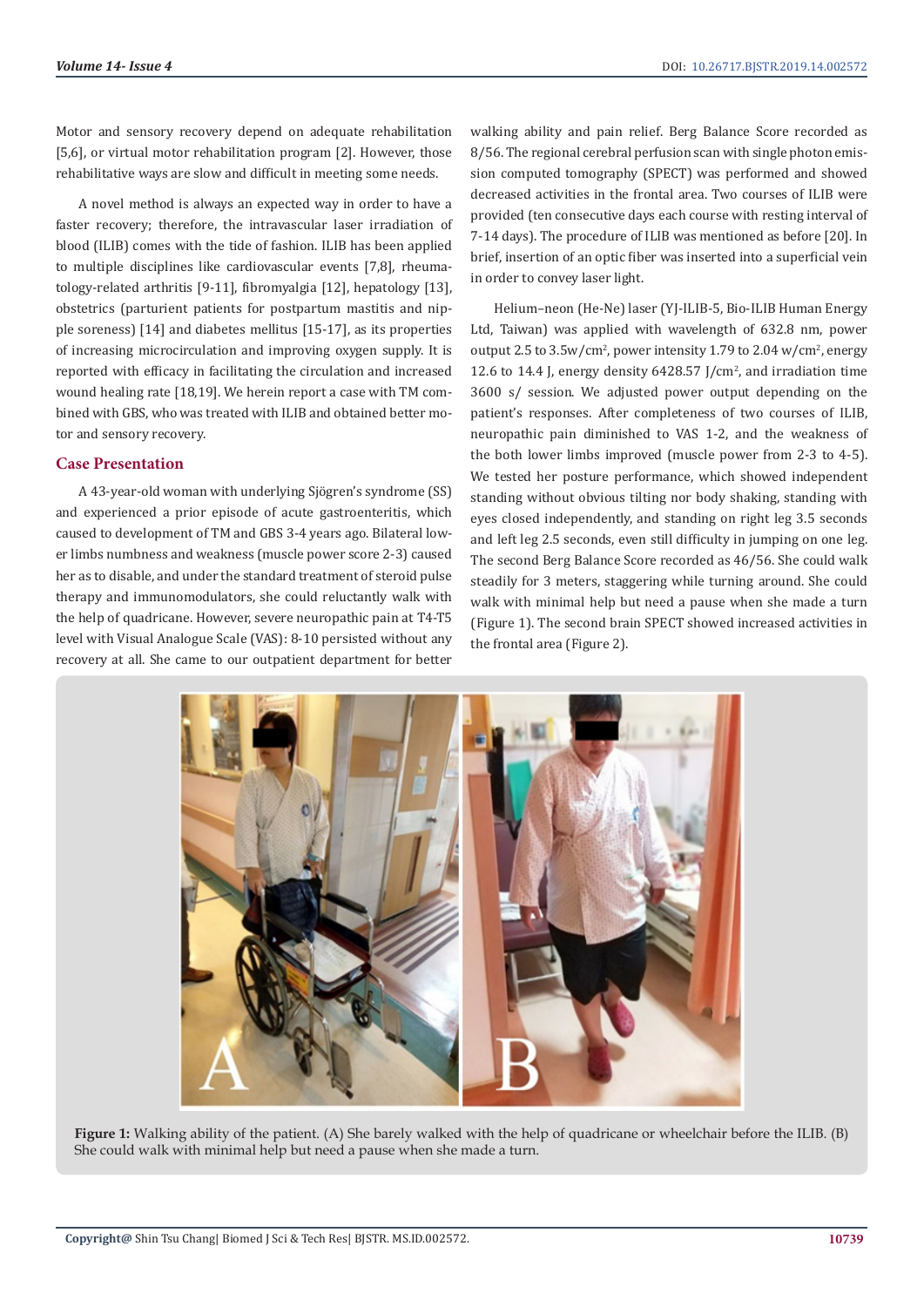Motor and sensory recovery depend on adequate rehabilitation [5,6], or virtual motor rehabilitation program [2]. However, those rehabilitative ways are slow and difficult in meeting some needs.

A novel method is always an expected way in order to have a faster recovery; therefore, the intravascular laser irradiation of blood (ILIB) comes with the tide of fashion. ILIB has been applied to multiple disciplines like cardiovascular events [7,8], rheumatology-related arthritis [9-11], fibromyalgia [12], hepatology [13], obstetrics (parturient patients for postpartum mastitis and nipple soreness) [14] and diabetes mellitus [15-17], as its properties of increasing microcirculation and improving oxygen supply. It is reported with efficacy in facilitating the circulation and increased wound healing rate [18,19]. We herein report a case with TM combined with GBS, who was treated with ILIB and obtained better motor and sensory recovery.

## Case Presentation

A 43-year-old woman with underlying Sjögren's syndrome (SS) and experienced a prior episode of acute gastroenteritis, which caused to development of TM and GBS 3-4 years ago. Bilateral lower limbs numbness and weakness (muscle power score 2-3) caused her as to disable, and under the standard treatment of steroid pulse therapy and immunomodulators, she could reluctantly walk with the help of quadricane. However, severe neuropathic pain at T4-T5 level with Visual Analogue Scale (VAS): 8-10 persisted without any recovery at all. She came to our outpatient department for better walking ability and pain relief. Berg Balance Score recorded as 8/56. The regional cerebral perfusion scan with single photon emission computed tomography (SPECT) was performed and showed decreased activities in the frontal area. Two courses of ILIB were provided (ten consecutive days each course with resting interval of 7-14 days). The procedure of ILIB was mentioned as before [20]. In brief, insertion of an optic fiber was inserted into a superficial vein in order to convey laser light.

Helium–neon (He-Ne) laser (YJ-ILIB-5, Bio-ILIB Human Energy Ltd, Taiwan) was applied with wavelength of 632.8 nm, power output 2.5 to 3.5w/cm$^2$, power intensity 1.79 to 2.04 w/cm$^2$, energy 12.6 to 14.4 J, energy density 6428.57 J/cm$^2$, and irradiation time 3600 s/ session. We adjusted power output depending on the patient's responses. After completeness of two courses of ILIB, neuropathic pain diminished to VAS 1-2, and the weakness of the both lower limbs improved (muscle power from 2-3 to 4-5). We tested her posture performance, which showed independent standing without obvious tilting nor body shaking, standing with eyes closed independently, and standing on right leg 3.5 seconds and left leg 2.5 seconds, even still difficulty in jumping on one leg. The second Berg Balance Score recorded as 46/56. She could walk steadily for 3 meters, staggering while turning around. She could walk with minimal help but need a pause when she made a turn (Figure 1). The second brain SPECT showed increased activities in the frontal area (Figure 2).

**Figure 1:** Walking ability of the patient. (A) She barely walked with the help of quadricane or wheelchair before the ILIB. (B) She could walk with minimal help but need a pause when she made a turn.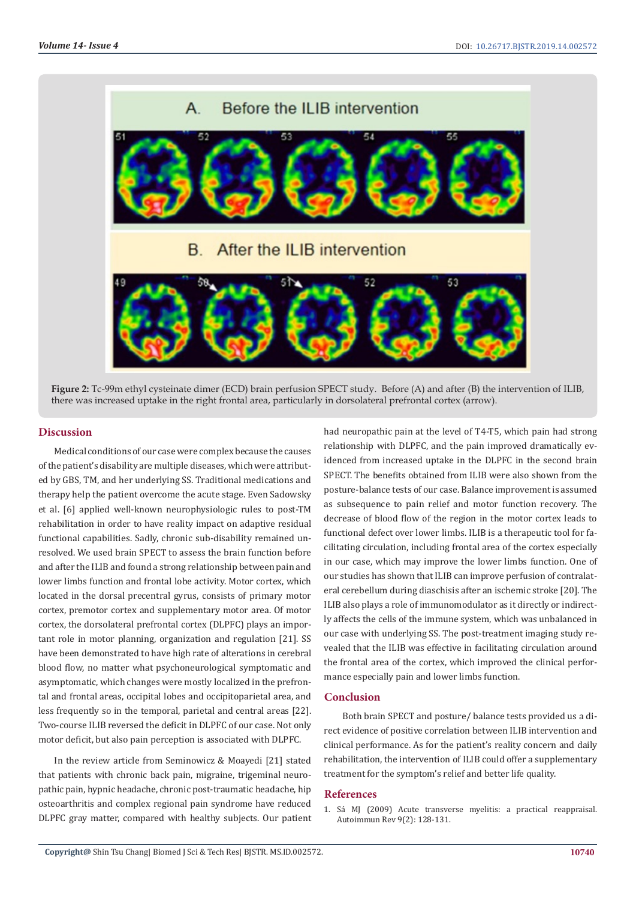Figure 2: Tc-99m ethyl cysteinate dimer (ECD) brain perfusion SPECT study. Before (A) and after (B) the intervention of ILIB, there was increased uptake in the right frontal area, particularly in dorsolateral prefrontal cortex (arrow).

## Discussion

Medical conditions of our case were complex because the causes of the patient's disability are multiple diseases, which were attributed by GBS, TM, and her underlying SS. Traditional medications and therapy help the patient overcome the acute stage. Even Sadowsky et al. [6] applied well-known neurophysiologic rules to post-TM rehabilitation in order to have reality impact on adaptive residual functional capabilities. Sadly, chronic sub-disability remained unresolved. We used brain SPECT to assess the brain function before and after the ILIB and found a strong relationship between pain and lower limbs function and frontal lobe activity. Motor cortex, which located in the dorsal precentral gyrus, consists of primary motor cortex, premotor cortex and supplementary motor area. Of motor cortex, the dorsolateral prefrontal cortex (DLPFC) plays an important role in motor planning, organization and regulation [21]. SS have been demonstrated to have high rate of alterations in cerebral blood flow, no matter what psychoneurological symptomatic and asymptomatic, which changes were mostly localized in the prefrontal and frontal areas, occipital lobes and occipitoparietal area, and less frequently so in the temporal, parietal and central areas [22]. Two-course ILIB reversed the deficit in DLPFC of our case. Not only motor deficit, but also pain perception is associated with DLPFC.

In the review article from Seminowicz & Moayedi [21] stated that patients with chronic back pain, migraine, trigeminal neuropathic pain, hypnic headache, chronic post-traumatic headache, hip osteoarthritis and complex regional pain syndrome have reduced DLPFC gray matter, compared with healthy subjects. Our patient had neuropathic pain at the level of T4-T5, which pain had strong relationship with DLPFC, and the pain improved dramatically evidenced from increased uptake in the DLPFC in the second brain SPECT. The benefits obtained from ILIB were also shown from the posture-balance tests of our case. Balance improvement is assumed as subsequence to pain relief and motor function recovery. The decrease of blood flow of the region in the motor cortex leads to functional defect over lower limbs. ILIB is a therapeutic tool for facilitating circulation, including frontal area of the cortex especially in our case, which may improve the lower limbs function. One of our studies has shown that ILIB can improve perfusion of contralateral cerebellum during diaschisis after an ischemic stroke [20]. The ILIB also plays a role of immunomodulator as it directly or indirectly affects the cells of the immune system, which was unbalanced in our case with underlying SS. The post-treatment imaging study revealed that the ILIB was effective in facilitating circulation around the frontal area of the cortex, which improved the clinical performance especially pain and lower limbs function.

## Conclusion

Both brain SPECT and posture/ balance tests provided us a direct evidence of positive correlation between ILIB intervention and clinical performance. As for the patient's reality concern and daily rehabilitation, the intervention of ILIB could offer a supplementary treatment for the symptom's relief and better life quality.

## References

1. Sá MJ (2009) Acute transverse myelitis: a practical reappraisal. Autoimmun Rev 9(2): 128-131.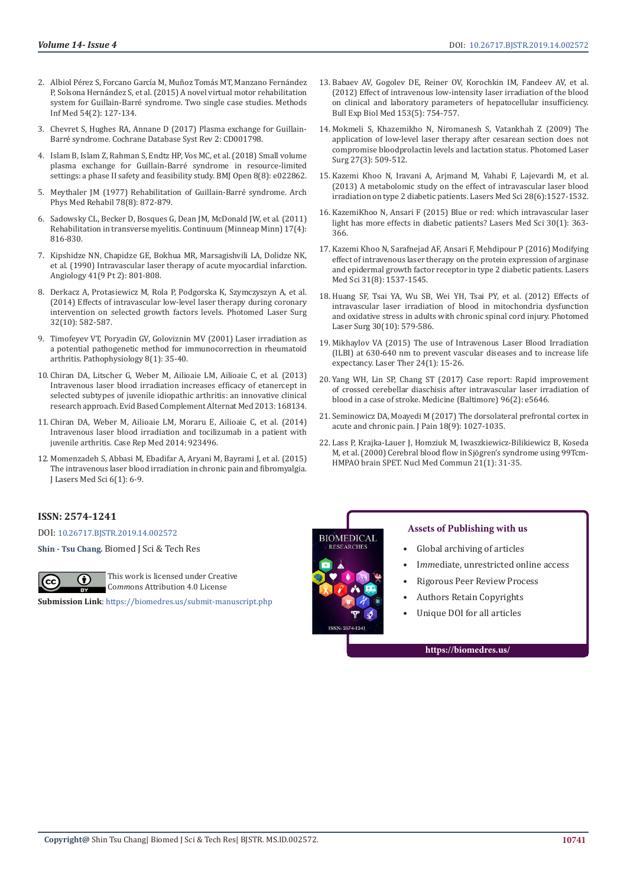2. Albiol Pérez S, Forcano García M, Muñoz Tomás MT, Manzano Fernández P, Solsona Hernández S, et al. (2015) A novel virtual motor rehabilitation system for Guillain-Barré syndrome. Two single case studies. Methods Inf Med 54(2): 127-134.
3. Chevret S, Hughes RA, Annane D (2017) Plasma exchange for Guillain-Barré syndrome. Cochrane Database Syst Rev 2: CD001798.
4. Islam B, Islam Z, Rahman S, Endtz HP, Vos MC, et al. (2018) Small volume plasma exchange for Guillain-Barré syndrome in resource-limited settings: a phase II safety and feasibility study. BMJ Open 8(8): e022862.
5. Meythaler JM (1977) Rehabilitation of Guillain-Barré syndrome. Arch Phys Med Rehabil 78(8): 872-879.
6. Sadowsky CL, Becker D, Bosques G, Dean JM, McDonald JW, et al. (2011) Rehabilitation in transverse myelitis. Continuum (Minneap Minn) 17(4): 816-830.
7. Kipshidze NN, Chapidze GE, Bokhua MR, Marsagishvili LA, Dolidze NK, et al. (1990) Intravascular laser therapy of acute myocardial infarction. Angiology 41(9 Pt 2): 801-808.
8. Derkacz A, Protasiewicz M, Rola P, Podgorska K, Szymczyszyn A, et al. (2014) Effects of intravascular low-level laser therapy during coronary intervention on selected growth factors levels. Photomed Laser Surg 32(10): 582-587.
9. Timofeyev VT, Poryadin GV, Goloviznin MV (2001) Laser irradiation as a potential pathogenetic method for immunocorrection in rheumatoid arthritis. Pathophysiology 8(1): 35-40.
10. Chiran DA, Litscher G, Weber M, Ailioaie LM, Ailioaie C, et al. (2013) Intravenous laser blood irradiation increases efficacy of etanercept in selected subtypes of juvenile idiopathic arthritis: an innovative clinical research approach. Evid Based Complement Alternat Med 2013: 168134.
11. Chiran DA, Weber M, Ailioaie LM, Moraru E, Ailioaie C, et al. (2014) Intravenous laser blood irradiation and tocilizumab in a patient with juvenile arthritis. Case Rep Med 2014: 923496.
12. Momenzadeh S, Abbasi M, Ebadifar A, Aryani M, Bayrami J, et al. (2015) The intravenous laser blood irradiation in chronic pain and fibromyalgia. J Lasers Med Sci 6(1): 6-9.
13. Babaev AV, Gogolev DE, Reiner OV, Korochkin IM, Fandeev AV, et al. (2012) Effect of intravenous low-intensity laser irradiation of the blood on clinical and laboratory parameters of hepatocellular insufficiency. Bull Exp Biol Med 153(5): 754-757.
14. Mokmeli S, Khazemikho N, Niromanesh S, Vatankhah Z (2009) The application of low-level laser therapy after cesarean section does not compromise bloodprolactin levels and lactation status. Photomed Laser Surg 27(3): 509-512.
15. Kazemi Khoo N, Iravani A, Arjmand M, Vahabi F, Lajevardi M, et al. (2013) A metabolomic study on the effect of intravascular laser blood irradiation on type 2 diabetic patients. Lasers Med Sci 28(6):1527-1532.
16. KazemiKhoo N, Ansari F (2015) Blue or red: which intravascular laser light has more effects in diabetic patients? Lasers Med Sci 30(1): 363-366.
17. Kazemi Khoo N, Sarafnejad AF, Ansari F, Mehdipour P (2016) Modifying effect of intravenous laser therapy on the protein expression of arginase and epidermal growth factor receptor in type 2 diabetic patients. Lasers Med Sci 31(8): 1537-1545.
18. Huang SF, Tsai YA, Wu SB, Wei YH, Tsai PY, et al. (2012) Effects of intravascular laser irradiation of blood in mitochondria dysfunction and oxidative stress in adults with chronic spinal cord injury. Photomed Laser Surg 30(10): 579-586.
19. Mikhaylov VA (2015) The use of Intravenous Laser Blood Irradiation (ILBI) at 630-640 nm to prevent vascular diseases and to increase life expectancy. Laser Ther 24(1): 15-26.
20. Yang WH, Lin SP, Chang ST (2017) Case report: Rapid improvement of crossed cerebellar diaschisis after intravascular laser irradiation of blood in a case of stroke. Medicine (Baltimore) 96(2): e5646.
21. Seminowicz DA, Moayedi M (2017) The dorsolateral prefrontal cortex in acute and chronic pain. J Pain 18(9): 1027-1035.
22. Lass P, Krajka-Lauer J, Homziuk M, Iwaszkiewicz-Bilikiewicz B, Koseda M, et al. (2000) Cerebral blood flow in Sjögren's syndrome using 99Tcm-HMPAO brain SPET. Nucl Med Commun 21(1): 31-35.

**ISSN: 2574-1241**

DOI: 10.26717.BJSTR.2019.14.002572

**Shin - Tsu Chang.** Biomed J Sci & Tech Res

This work is licensed under Creative Commons Attribution 4.0 License

**Submission Link**: https://biomedres.us/submit-manuscript.php

**Assets of Publishing with us**

- Global archiving of articles
- Immediate, unrestricted online access
- Rigorous Peer Review Process
- Authors Retain Copyrights
- Unique DOI for all articles

https://biomedres.us/